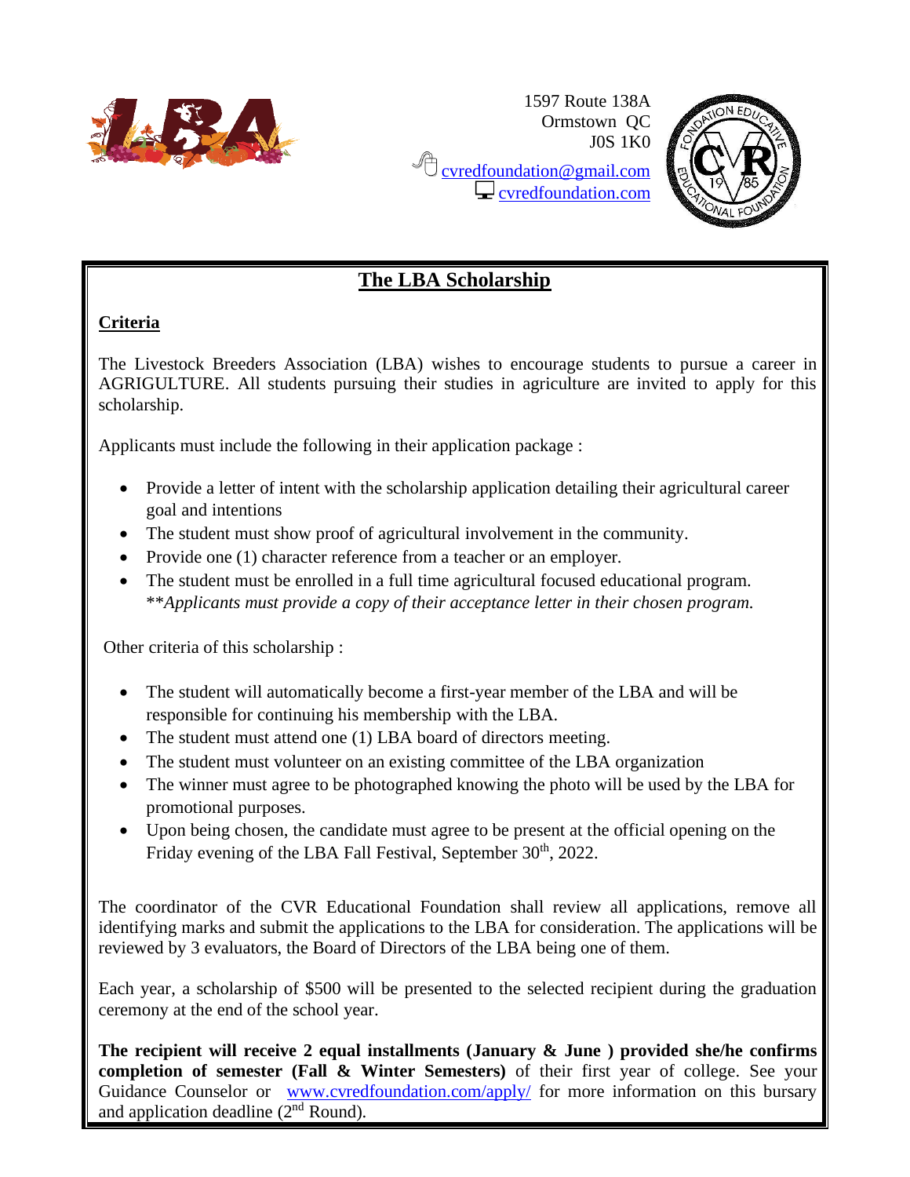1597 Route 138A
Ormstown QC
J0S 1K0
cvredfoundation@gmail.com
cvredfoundation.com

# The LBA Scholarship

## Criteria

The Livestock Breeders Association (LBA) wishes to encourage students to pursue a career in AGRIGULTURE. All students pursuing their studies in agriculture are invited to apply for this scholarship.

Applicants must include the following in their application package :

- Provide a letter of intent with the scholarship application detailing their agricultural career goal and intentions
- The student must show proof of agricultural involvement in the community.
- Provide one (1) character reference from a teacher or an employer.
- The student must be enrolled in a full time agricultural focused educational program. \*\**Applicants must provide a copy of their acceptance letter in their chosen program.*

Other criteria of this scholarship :

- The student will automatically become a first-year member of the LBA and will be responsible for continuing his membership with the LBA.
- The student must attend one (1) LBA board of directors meeting.
- The student must volunteer on an existing committee of the LBA organization
- The winner must agree to be photographed knowing the photo will be used by the LBA for promotional purposes.
- Upon being chosen, the candidate must agree to be present at the official opening on the Friday evening of the LBA Fall Festival, September 30th, 2022.

The coordinator of the CVR Educational Foundation shall review all applications, remove all identifying marks and submit the applications to the LBA for consideration. The applications will be reviewed by 3 evaluators, the Board of Directors of the LBA being one of them.

Each year, a scholarship of $500 will be presented to the selected recipient during the graduation ceremony at the end of the school year.

**The recipient will receive 2 equal installments (January & June ) provided she/he confirms completion of semester (Fall & Winter Semesters)** of their first year of college. See your Guidance Counselor or www.cvredfoundation.com/apply/ for more information on this bursary and application deadline (2nd Round).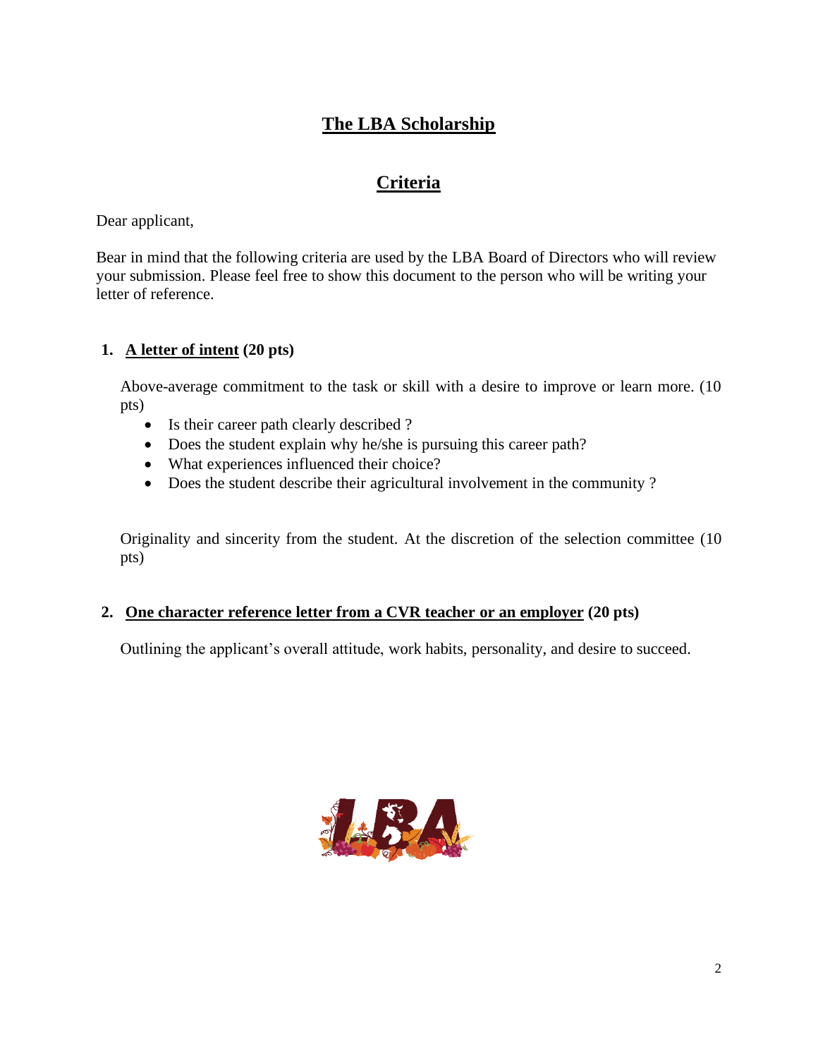# The LBA Scholarship

## Criteria

Dear applicant,

Bear in mind that the following criteria are used by the LBA Board of Directors who will review your submission. Please feel free to show this document to the person who will be writing your letter of reference.

1. **A letter of intent (20 pts)**

   Above-average commitment to the task or skill with a desire to improve or learn more. (10 pts)

   - Is their career path clearly described ?
   - Does the student explain why he/she is pursuing this career path?
   - What experiences influenced their choice?
   - Does the student describe their agricultural involvement in the community ?

   Originality and sincerity from the student. At the discretion of the selection committee (10 pts)

2. **One character reference letter from a CVR teacher or an employer (20 pts)**

   Outlining the applicant's overall attitude, work habits, personality, and desire to succeed.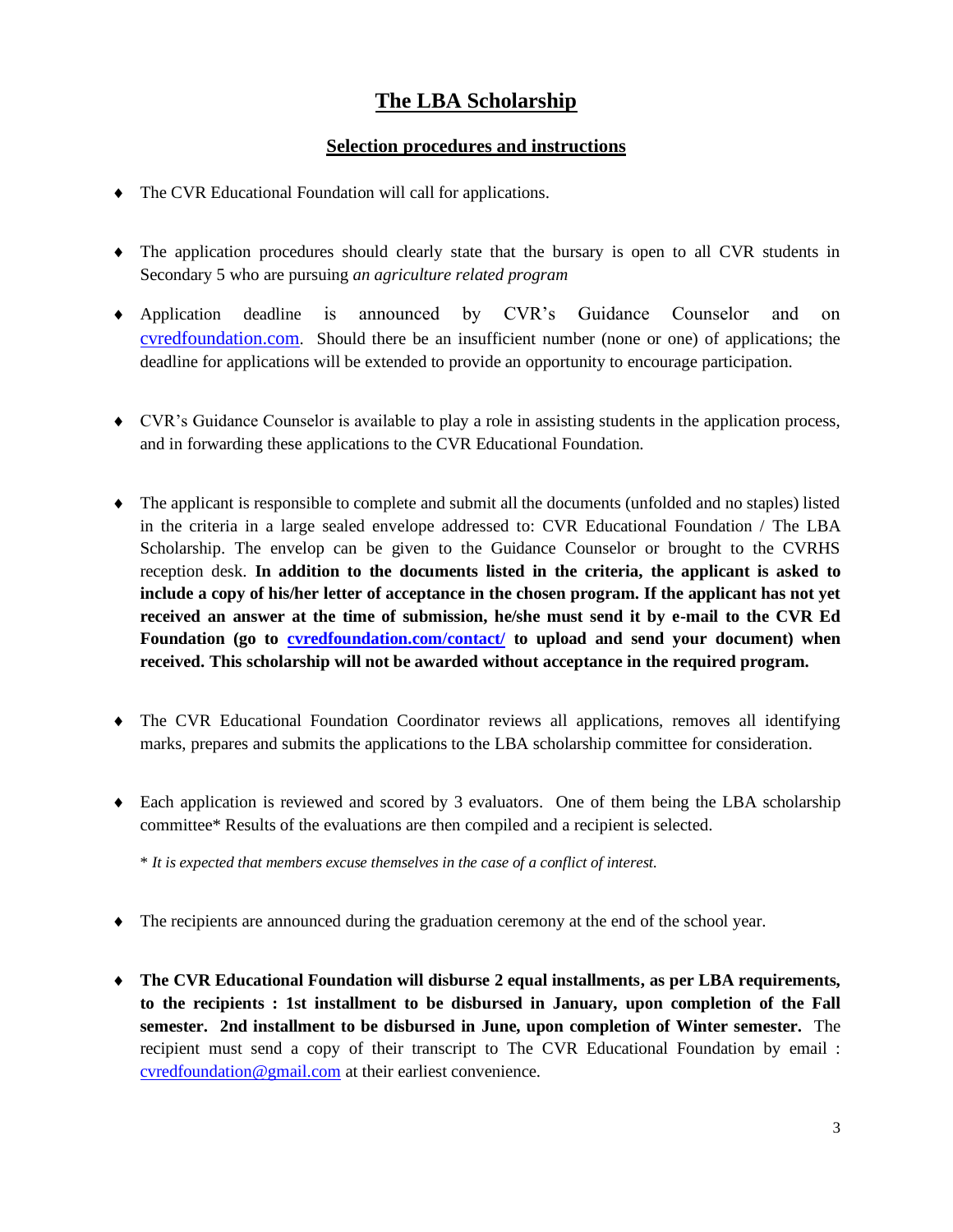# The LBA Scholarship

## Selection procedures and instructions

- The CVR Educational Foundation will call for applications.
- The application procedures should clearly state that the bursary is open to all CVR students in Secondary 5 who are pursuing *an agriculture related program*
- Application deadline is announced by CVR's Guidance Counselor and on cvredfoundation.com. Should there be an insufficient number (none or one) of applications; the deadline for applications will be extended to provide an opportunity to encourage participation.
- CVR's Guidance Counselor is available to play a role in assisting students in the application process, and in forwarding these applications to the CVR Educational Foundation.
- The applicant is responsible to complete and submit all the documents (unfolded and no staples) listed in the criteria in a large sealed envelope addressed to: CVR Educational Foundation / The LBA Scholarship. The envelop can be given to the Guidance Counselor or brought to the CVRHS reception desk. **In addition to the documents listed in the criteria, the applicant is asked to include a copy of his/her letter of acceptance in the chosen program. If the applicant has not yet received an answer at the time of submission, he/she must send it by e-mail to the CVR Ed Foundation (go to cvredfoundation.com/contact/ to upload and send your document) when received. This scholarship will not be awarded without acceptance in the required program.**
- The CVR Educational Foundation Coordinator reviews all applications, removes all identifying marks, prepares and submits the applications to the LBA scholarship committee for consideration.
- Each application is reviewed and scored by 3 evaluators. One of them being the LBA scholarship committee* Results of the evaluations are then compiled and a recipient is selected.

  * *It is expected that members excuse themselves in the case of a conflict of interest.*
- The recipients are announced during the graduation ceremony at the end of the school year.
- **The CVR Educational Foundation will disburse 2 equal installments, as per LBA requirements, to the recipients : 1st installment to be disbursed in January, upon completion of the Fall semester. 2nd installment to be disbursed in June, upon completion of Winter semester.** The recipient must send a copy of their transcript to The CVR Educational Foundation by email : cvredfoundation@gmail.com at their earliest convenience.